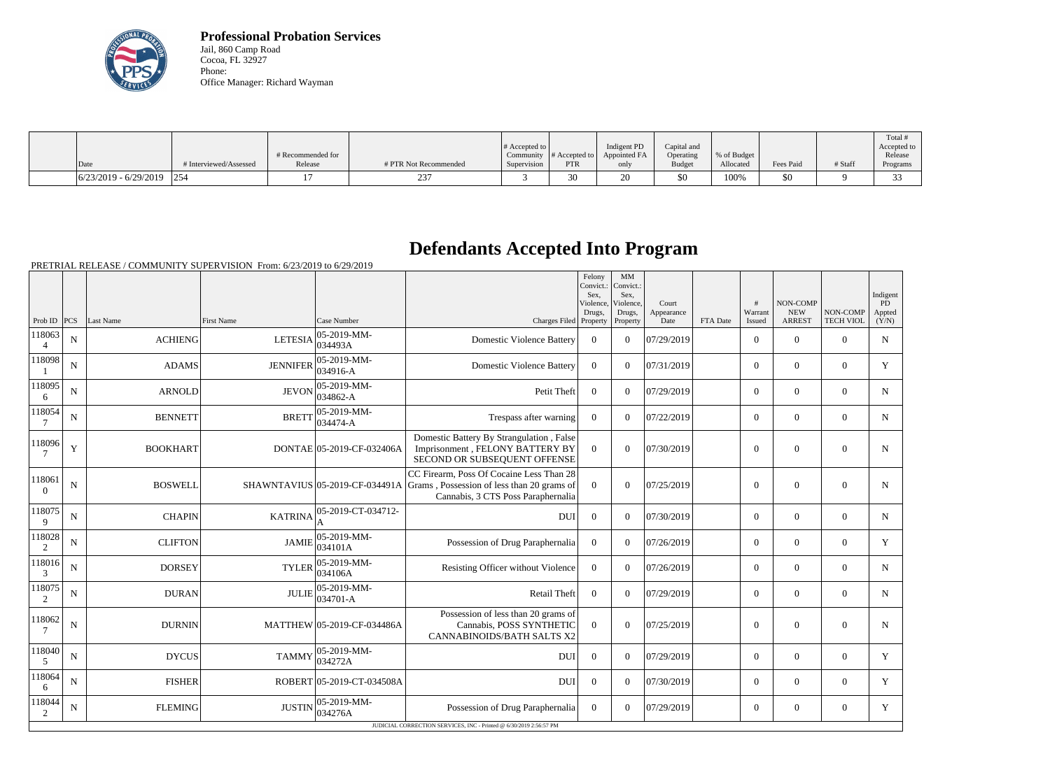**Professional Probation Services**
Jail, 860 Camp Road
Cocoa, FL 32927
Phone:
Office Manager: Richard Wayman

| Date | # Interviewed/Assessed | # Recommended for Release | # PTR Not Recommended | # Accepted to Community Supervision | # Accepted to PTR | Indigent PD Appointed FA only | Capital and Operating Budget | % of Budget Allocated | Fees Paid | # Staff | Total # Accepted to Release Programs |
|---|---|---|---|---|---|---|---|---|---|---|---|
| 6/23/2019 - 6/29/2019 | 254 | 17 | 237 | 3 | 30 | 20 | $0 | 100% | $0 | 9 | 33 |

# Defendants Accepted Into Program

PRETRIAL RELEASE / COMMUNITY SUPERVISION From: 6/23/2019 to 6/29/2019

| Prob ID | PCS | Last Name | First Name | Case Number | Charges Filed | Felony Convict.: Sex, Violence, Drugs, Property | MM Convict.: Sex, Violence, Drugs, Property | Court Appearance Date | FTA Date | # Warrant Issued | NON-COMP NEW ARREST | NON-COMP TECH VIOL | Indigent PD Appted (Y/N) |
|---|---|---|---|---|---|---|---|---|---|---|---|---|---|
| 1180634 | N | ACHIENG | LETESIA | 05-2019-MM-034493A | Domestic Violence Battery | 0 | 0 | 07/29/2019 | | 0 | 0 | 0 | N |
| 1180981 | N | ADAMS | JENNIFER | 05-2019-MM-034916-A | Domestic Violence Battery | 0 | 0 | 07/31/2019 | | 0 | 0 | 0 | Y |
| 1180956 | N | ARNOLD | JEVON | 05-2019-MM-034862-A | Petit Theft | 0 | 0 | 07/29/2019 | | 0 | 0 | 0 | N |
| 1180547 | N | BENNETT | BRETT | 05-2019-MM-034474-A | Trespass after warning | 0 | 0 | 07/22/2019 | | 0 | 0 | 0 | N |
| 1180967 | Y | BOOKHART | DONTAE | 05-2019-CF-032406A | Domestic Battery By Strangulation , False Imprisonment , FELONY BATTERY BY SECOND OR SUBSEQUENT OFFENSE | 0 | 0 | 07/30/2019 | | 0 | 0 | 0 | N |
| 1180610 | N | BOSWELL | SHAWNTAVIUS | 05-2019-CF-034491A | CC Firearm, Poss Of Cocaine Less Than 28 Grams , Possession of less than 20 grams of Cannabis, 3 CTS Poss Paraphernalia | 0 | 0 | 07/25/2019 | | 0 | 0 | 0 | N |
| 1180759 | N | CHAPIN | KATRINA | 05-2019-CT-034712-A | DUI | 0 | 0 | 07/30/2019 | | 0 | 0 | 0 | N |
| 1180282 | N | CLIFTON | JAMIE | 05-2019-MM-034101A | Possession of Drug Paraphernalia | 0 | 0 | 07/26/2019 | | 0 | 0 | 0 | Y |
| 1180163 | N | DORSEY | TYLER | 05-2019-MM-034106A | Resisting Officer without Violence | 0 | 0 | 07/26/2019 | | 0 | 0 | 0 | N |
| 1180752 | N | DURAN | JULIE | 05-2019-MM-034701-A | Retail Theft | 0 | 0 | 07/29/2019 | | 0 | 0 | 0 | N |
| 1180627 | N | DURNIN | MATTHEW | 05-2019-CF-034486A | Possession of less than 20 grams of Cannabis, POSS SYNTHETIC CANNABINOIDS/BATH SALTS X2 | 0 | 0 | 07/25/2019 | | 0 | 0 | 0 | N |
| 1180405 | N | DYCUS | TAMMY | 05-2019-MM-034272A | DUI | 0 | 0 | 07/29/2019 | | 0 | 0 | 0 | Y |
| 1180646 | N | FISHER | ROBERT | 05-2019-CT-034508A | DUI | 0 | 0 | 07/30/2019 | | 0 | 0 | 0 | Y |
| 1180442 | N | FLEMING | JUSTIN | 05-2019-MM-034276A | Possession of Drug Paraphernalia | 0 | 0 | 07/29/2019 | | 0 | 0 | 0 | Y |

JUDICIAL CORRECTION SERVICES, INC - Printed @ 6/30/2019 2:56:57 PM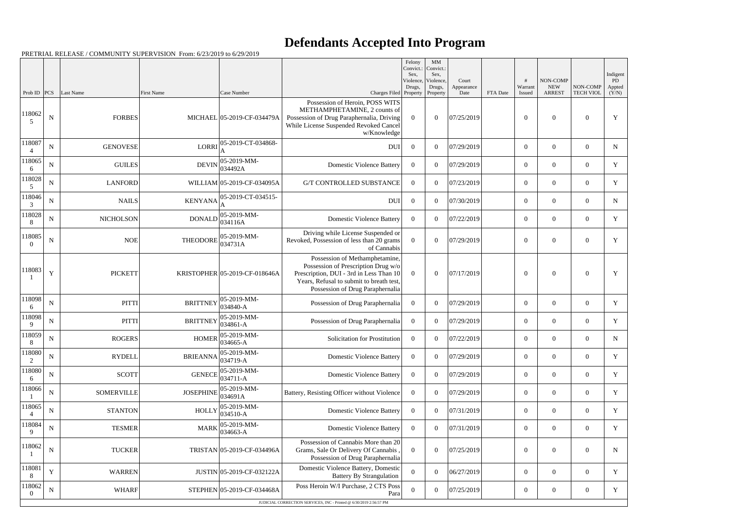# Defendants Accepted Into Program

PRETRIAL RELEASE / COMMUNITY SUPERVISION From: 6/23/2019 to 6/29/2019

| Prob ID | PCS | Last Name | First Name | Case Number | Charges Filed | Felony Convict.: Sex, Violence, Drugs, Property | MM Convict.: Sex, Violence, Drugs, Property | Court Appearance Date | FTA Date | # Warrant Issued | NON-COMP NEW ARREST | NON-COMP TECH VIOL | Indigent PD Appted (Y/N) |
|---|---|---|---|---|---|---|---|---|---|---|---|---|---|
| 1180625 | N | FORBES | MICHAEL | 05-2019-CF-034479A | Possession of Heroin, POSS WITS METHAMPHETAMINE, 2 counts of Possession of Drug Paraphernalia, Driving While License Suspended Revoked Cancel w/Knowledge | 0 | 0 | 07/25/2019 | | 0 | 0 | 0 | Y |
| 1180874 | N | GENOVESE | LORRI | 05-2019-CT-034868-A | DUI | 0 | 0 | 07/29/2019 | | 0 | 0 | 0 | N |
| 1180656 | N | GUILES | DEVIN | 05-2019-MM-034492A | Domestic Violence Battery | 0 | 0 | 07/29/2019 | | 0 | 0 | 0 | Y |
| 1180285 | N | LANFORD | WILLIAM | 05-2019-CF-034095A | G/T CONTROLLED SUBSTANCE | 0 | 0 | 07/23/2019 | | 0 | 0 | 0 | Y |
| 1180463 | N | NAILS | KENYANA | 05-2019-CT-034515-A | DUI | 0 | 0 | 07/30/2019 | | 0 | 0 | 0 | N |
| 1180288 | N | NICHOLSON | DONALD | 05-2019-MM-034116A | Domestic Violence Battery | 0 | 0 | 07/22/2019 | | 0 | 0 | 0 | Y |
| 1180850 | N | NOE | THEODORE | 05-2019-MM-034731A | Driving while License Suspended or Revoked, Possession of less than 20 grams of Cannabis | 0 | 0 | 07/29/2019 | | 0 | 0 | 0 | Y |
| 1180831 | Y | PICKETT | KRISTOPHER | 05-2019-CF-018646A | Possession of Methamphetamine, Possession of Prescription Drug w/o Prescription, DUI - 3rd in Less Than 10 Years, Refusal to submit to breath test, Possession of Drug Paraphernalia | 0 | 0 | 07/17/2019 | | 0 | 0 | 0 | Y |
| 1180986 | N | PITTI | BRITTNEY | 05-2019-MM-034840-A | Possession of Drug Paraphernalia | 0 | 0 | 07/29/2019 | | 0 | 0 | 0 | Y |
| 1180989 | N | PITTI | BRITTNEY | 05-2019-MM-034861-A | Possession of Drug Paraphernalia | 0 | 0 | 07/29/2019 | | 0 | 0 | 0 | Y |
| 1180598 | N | ROGERS | HOMER | 05-2019-MM-034665-A | Solicitation for Prostitution | 0 | 0 | 07/22/2019 | | 0 | 0 | 0 | N |
| 1180802 | N | RYDELL | BRIEANNA | 05-2019-MM-034719-A | Domestic Violence Battery | 0 | 0 | 07/29/2019 | | 0 | 0 | 0 | Y |
| 1180806 | N | SCOTT | GENECE | 05-2019-MM-034711-A | Domestic Violence Battery | 0 | 0 | 07/29/2019 | | 0 | 0 | 0 | Y |
| 1180661 | N | SOMERVILLE | JOSEPHINE | 05-2019-MM-034691A | Battery, Resisting Officer without Violence | 0 | 0 | 07/29/2019 | | 0 | 0 | 0 | Y |
| 1180654 | N | STANTON | HOLLY | 05-2019-MM-034510-A | Domestic Violence Battery | 0 | 0 | 07/31/2019 | | 0 | 0 | 0 | Y |
| 1180849 | N | TESMER | MARK | 05-2019-MM-034663-A | Domestic Violence Battery | 0 | 0 | 07/31/2019 | | 0 | 0 | 0 | Y |
| 1180621 | N | TUCKER | TRISTAN | 05-2019-CF-034496A | Possession of Cannabis More than 20 Grams, Sale Or Delivery Of Cannabis , Possession of Drug Paraphernalia | 0 | 0 | 07/25/2019 | | 0 | 0 | 0 | N |
| 1180818 | Y | WARREN | JUSTIN | 05-2019-CF-032122A | Domestic Violence Battery, Domestic Battery By Strangulation | 0 | 0 | 06/27/2019 | | 0 | 0 | 0 | Y |
| 1180620 | N | WHARF | STEPHEN | 05-2019-CF-034468A | Poss Heroin W/I Purchase, 2 CTS Poss Para | 0 | 0 | 07/25/2019 | | 0 | 0 | 0 | Y |

JUDICIAL CORRECTION SERVICES, INC - Printed @ 6/30/2019 2:56:57 PM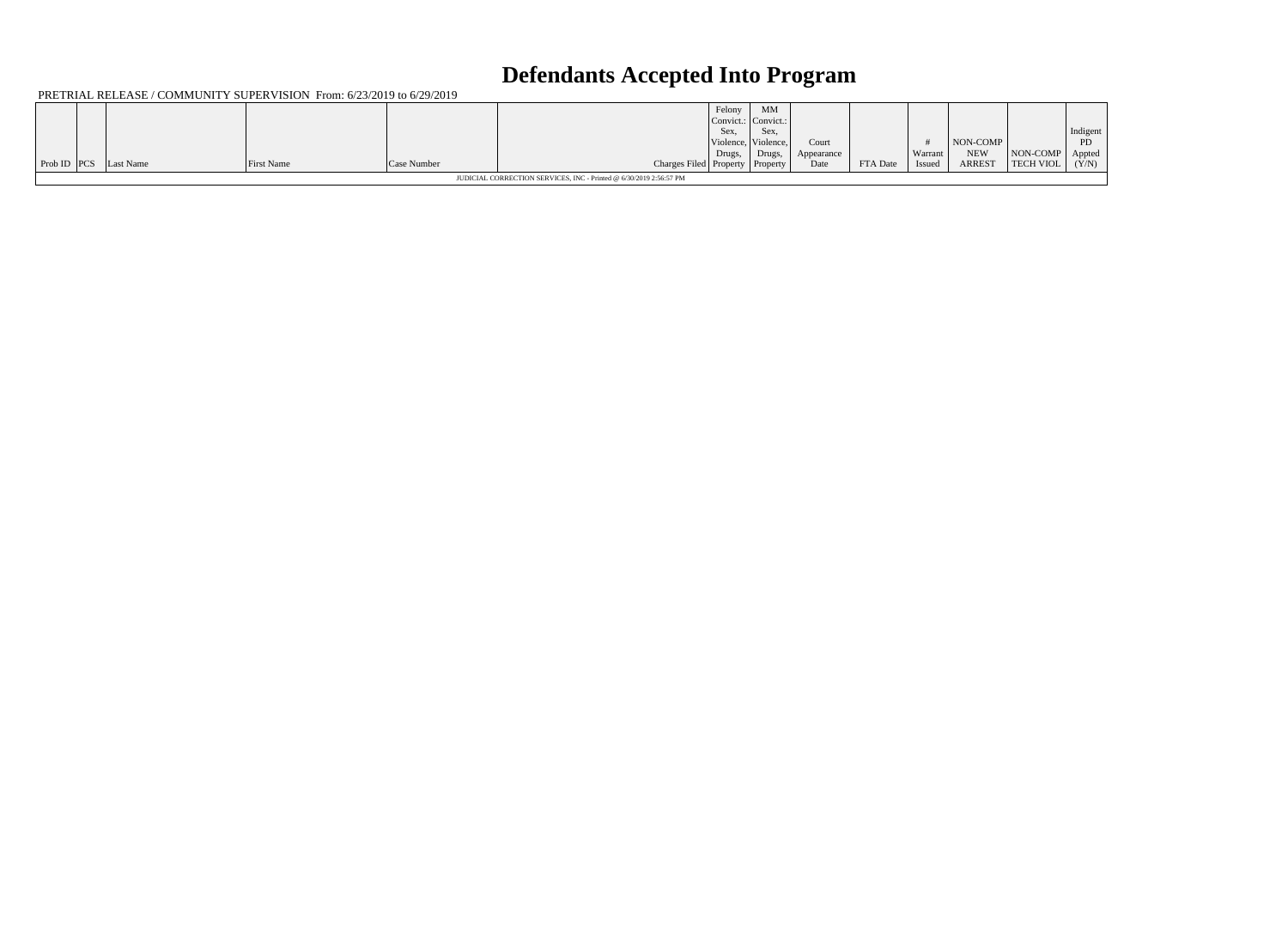# Defendants Accepted Into Program

PRETRIAL RELEASE / COMMUNITY SUPERVISION From: 6/23/2019 to 6/29/2019

| Prob ID | PCS | Last Name | First Name | Case Number | Charges Filed | Felony Convict.: Sex, Violence, Drugs, Property | MM Convict.: Sex, Violence, Drugs, Property | Court Appearance Date | FTA Date | # Warrant Issued | NON-COMP NEW ARREST | NON-COMP TECH VIOL | Indigent PD Appted (Y/N) |
|---|---|---|---|---|---|---|---|---|---|---|---|---|---|

JUDICIAL CORRECTION SERVICES, INC - Printed @ 6/30/2019 2:56:57 PM